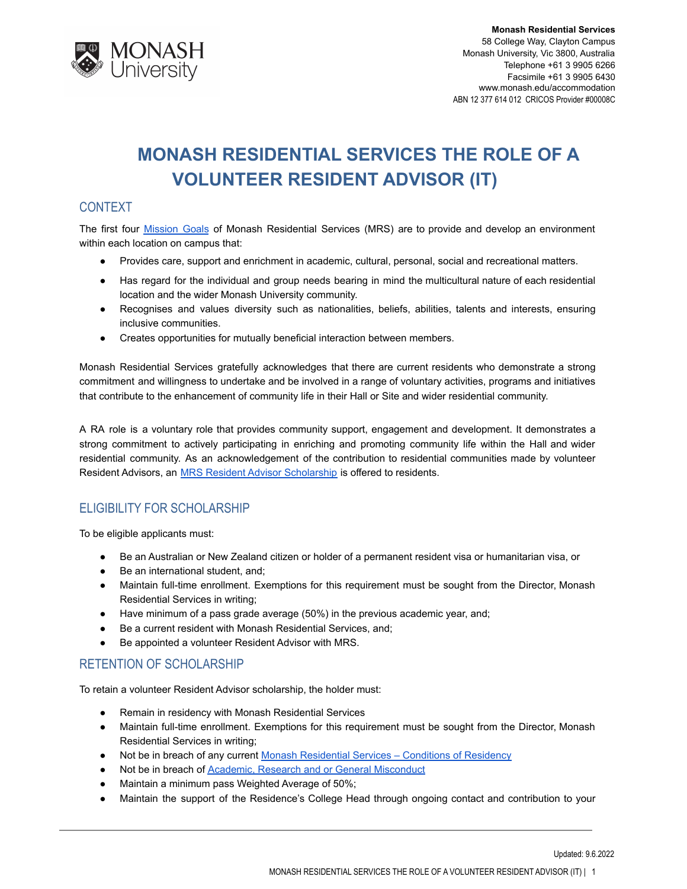Monash Residential Services
58 College Way, Clayton Campus
Monash University, Vic 3800, Australia
Telephone +61 3 9905 6266
Facsimile +61 3 9905 6430
www.monash.edu/accommodation
ABN 12 377 614 012 CRICOS Provider #00008C

# MONASH RESIDENTIAL SERVICES THE ROLE OF A VOLUNTEER RESIDENT ADVISOR (IT)

## CONTEXT

The first four [Mission Goals]() of Monash Residential Services (MRS) are to provide and develop an environment within each location on campus that:

- Provides care, support and enrichment in academic, cultural, personal, social and recreational matters.
- Has regard for the individual and group needs bearing in mind the multicultural nature of each residential location and the wider Monash University community.
- Recognises and values diversity such as nationalities, beliefs, abilities, talents and interests, ensuring inclusive communities.
- Creates opportunities for mutually beneficial interaction between members.

Monash Residential Services gratefully acknowledges that there are current residents who demonstrate a strong commitment and willingness to undertake and be involved in a range of voluntary activities, programs and initiatives that contribute to the enhancement of community life in their Hall or Site and wider residential community.

A RA role is a voluntary role that provides community support, engagement and development. It demonstrates a strong commitment to actively participating in enriching and promoting community life within the Hall and wider residential community. As an acknowledgement of the contribution to residential communities made by volunteer Resident Advisors, an [MRS Resident Advisor Scholarship]() is offered to residents.

## ELIGIBILITY FOR SCHOLARSHIP

To be eligible applicants must:

- Be an Australian or New Zealand citizen or holder of a permanent resident visa or humanitarian visa, or
- Be an international student, and;
- Maintain full-time enrollment. Exemptions for this requirement must be sought from the Director, Monash Residential Services in writing;
- Have minimum of a pass grade average (50%) in the previous academic year, and;
- Be a current resident with Monash Residential Services, and;
- Be appointed a volunteer Resident Advisor with MRS.

## RETENTION OF SCHOLARSHIP

To retain a volunteer Resident Advisor scholarship, the holder must:

- Remain in residency with Monash Residential Services
- Maintain full-time enrollment. Exemptions for this requirement must be sought from the Director, Monash Residential Services in writing;
- Not be in breach of any current [Monash Residential Services – Conditions of Residency]()
- Not be in breach of [Academic, Research and or General Misconduct]()
- Maintain a minimum pass Weighted Average of 50%;
- Maintain the support of the Residence's College Head through ongoing contact and contribution to your

Updated: 9.6.2022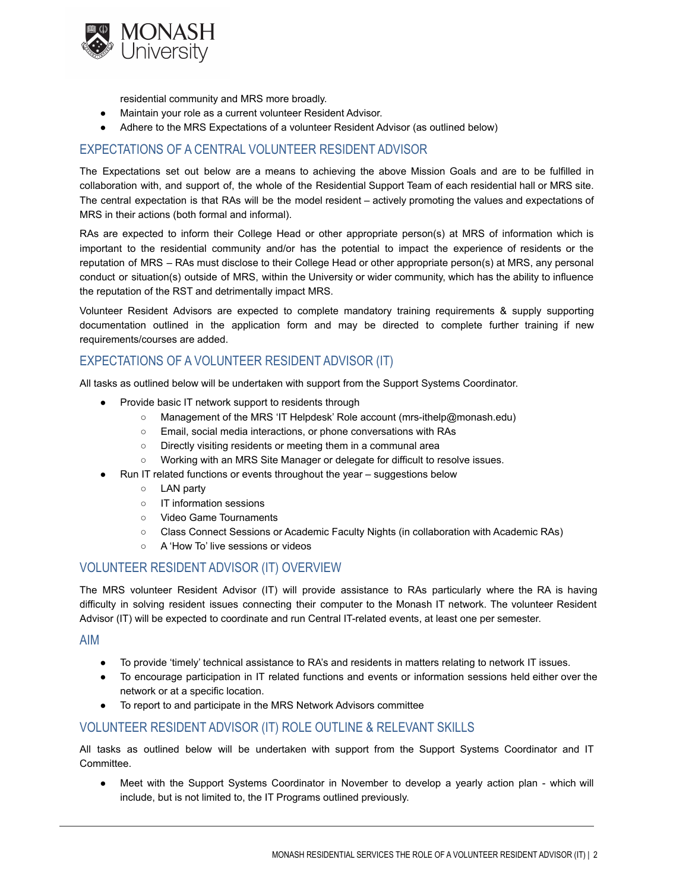residential community and MRS more broadly.

- Maintain your role as a current volunteer Resident Advisor.
- Adhere to the MRS Expectations of a volunteer Resident Advisor (as outlined below)

## EXPECTATIONS OF A CENTRAL VOLUNTEER RESIDENT ADVISOR

The Expectations set out below are a means to achieving the above Mission Goals and are to be fulfilled in collaboration with, and support of, the whole of the Residential Support Team of each residential hall or MRS site. The central expectation is that RAs will be the model resident – actively promoting the values and expectations of MRS in their actions (both formal and informal).

RAs are expected to inform their College Head or other appropriate person(s) at MRS of information which is important to the residential community and/or has the potential to impact the experience of residents or the reputation of MRS – RAs must disclose to their College Head or other appropriate person(s) at MRS, any personal conduct or situation(s) outside of MRS, within the University or wider community, which has the ability to influence the reputation of the RST and detrimentally impact MRS.

Volunteer Resident Advisors are expected to complete mandatory training requirements & supply supporting documentation outlined in the application form and may be directed to complete further training if new requirements/courses are added.

## EXPECTATIONS OF A VOLUNTEER RESIDENT ADVISOR (IT)

All tasks as outlined below will be undertaken with support from the Support Systems Coordinator.

- Provide basic IT network support to residents through
  - Management of the MRS 'IT Helpdesk' Role account (mrs-ithelp@monash.edu)
  - Email, social media interactions, or phone conversations with RAs
  - Directly visiting residents or meeting them in a communal area
  - Working with an MRS Site Manager or delegate for difficult to resolve issues.
- Run IT related functions or events throughout the year – suggestions below
  - LAN party
  - IT information sessions
  - Video Game Tournaments
  - Class Connect Sessions or Academic Faculty Nights (in collaboration with Academic RAs)
  - A 'How To' live sessions or videos

## VOLUNTEER RESIDENT ADVISOR (IT) OVERVIEW

The MRS volunteer Resident Advisor (IT) will provide assistance to RAs particularly where the RA is having difficulty in solving resident issues connecting their computer to the Monash IT network. The volunteer Resident Advisor (IT) will be expected to coordinate and run Central IT-related events, at least one per semester.

## AIM

- To provide 'timely' technical assistance to RA's and residents in matters relating to network IT issues.
- To encourage participation in IT related functions and events or information sessions held either over the network or at a specific location.
- To report to and participate in the MRS Network Advisors committee

## VOLUNTEER RESIDENT ADVISOR (IT) ROLE OUTLINE & RELEVANT SKILLS

All tasks as outlined below will be undertaken with support from the Support Systems Coordinator and IT Committee.

- Meet with the Support Systems Coordinator in November to develop a yearly action plan - which will include, but is not limited to, the IT Programs outlined previously.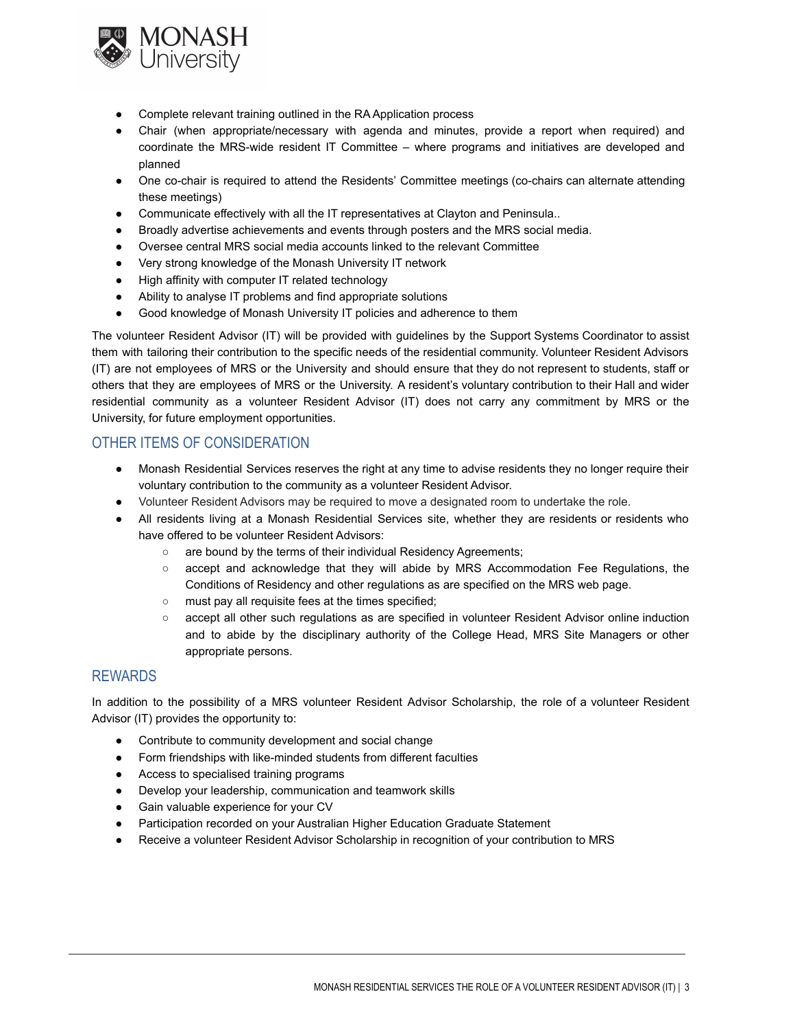- Complete relevant training outlined in the RA Application process
- Chair (when appropriate/necessary with agenda and minutes, provide a report when required) and coordinate the MRS-wide resident IT Committee – where programs and initiatives are developed and planned
- One co-chair is required to attend the Residents' Committee meetings (co-chairs can alternate attending these meetings)
- Communicate effectively with all the IT representatives at Clayton and Peninsula..
- Broadly advertise achievements and events through posters and the MRS social media.
- Oversee central MRS social media accounts linked to the relevant Committee
- Very strong knowledge of the Monash University IT network
- High affinity with computer IT related technology
- Ability to analyse IT problems and find appropriate solutions
- Good knowledge of Monash University IT policies and adherence to them

The volunteer Resident Advisor (IT) will be provided with guidelines by the Support Systems Coordinator to assist them with tailoring their contribution to the specific needs of the residential community. Volunteer Resident Advisors (IT) are not employees of MRS or the University and should ensure that they do not represent to students, staff or others that they are employees of MRS or the University. A resident's voluntary contribution to their Hall and wider residential community as a volunteer Resident Advisor (IT) does not carry any commitment by MRS or the University, for future employment opportunities.

## OTHER ITEMS OF CONSIDERATION

- Monash Residential Services reserves the right at any time to advise residents they no longer require their voluntary contribution to the community as a volunteer Resident Advisor.
- Volunteer Resident Advisors may be required to move a designated room to undertake the role.
- All residents living at a Monash Residential Services site, whether they are residents or residents who have offered to be volunteer Resident Advisors:
  - are bound by the terms of their individual Residency Agreements;
  - accept and acknowledge that they will abide by MRS Accommodation Fee Regulations, the Conditions of Residency and other regulations as are specified on the MRS web page.
  - must pay all requisite fees at the times specified;
  - accept all other such regulations as are specified in volunteer Resident Advisor online induction and to abide by the disciplinary authority of the College Head, MRS Site Managers or other appropriate persons.

## REWARDS

In addition to the possibility of a MRS volunteer Resident Advisor Scholarship, the role of a volunteer Resident Advisor (IT) provides the opportunity to:

- Contribute to community development and social change
- Form friendships with like-minded students from different faculties
- Access to specialised training programs
- Develop your leadership, communication and teamwork skills
- Gain valuable experience for your CV
- Participation recorded on your Australian Higher Education Graduate Statement
- Receive a volunteer Resident Advisor Scholarship in recognition of your contribution to MRS